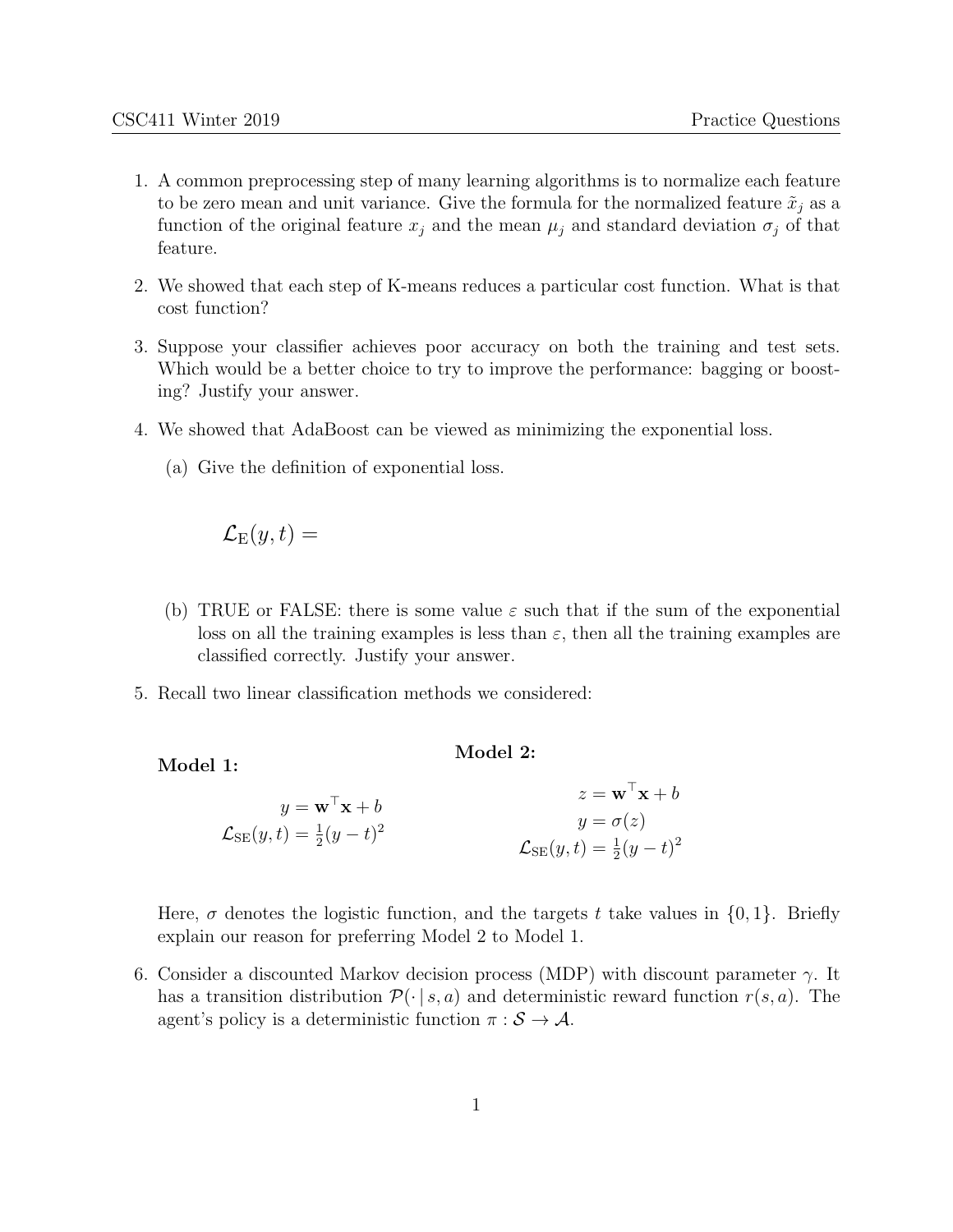1. A common preprocessing step of many learning algorithms is to normalize each feature to be zero mean and unit variance. Give the formula for the normalized feature $\tilde{x}_j$ as a function of the original feature $x_j$ and the mean $\mu_j$ and standard deviation $\sigma_j$ of that feature.

2. We showed that each step of K-means reduces a particular cost function. What is that cost function?

3. Suppose your classifier achieves poor accuracy on both the training and test sets. Which would be a better choice to try to improve the performance: bagging or boosting? Justify your answer.

4. We showed that AdaBoost can be viewed as minimizing the exponential loss.

   (a) Give the definition of exponential loss.

   $$\mathcal{L}_{\mathrm{E}}(y, t) =$$

   (b) TRUE or FALSE: there is some value $\varepsilon$ such that if the sum of the exponential loss on all the training examples is less than $\varepsilon$, then all the training examples are classified correctly. Justify your answer.

5. Recall two linear classification methods we considered:

   **Model 1:**

   $$y = \mathbf{w}^\top \mathbf{x} + b$$
   $$\mathcal{L}_{\mathrm{SE}}(y, t) = \tfrac{1}{2}(y - t)^2$$

   **Model 2:**

   $$z = \mathbf{w}^\top \mathbf{x} + b$$
   $$y = \sigma(z)$$
   $$\mathcal{L}_{\mathrm{SE}}(y, t) = \tfrac{1}{2}(y - t)^2$$

   Here, $\sigma$ denotes the logistic function, and the targets $t$ take values in $\{0, 1\}$. Briefly explain our reason for preferring Model 2 to Model 1.

6. Consider a discounted Markov decision process (MDP) with discount parameter $\gamma$. It has a transition distribution $\mathcal{P}(\cdot \mid s, a)$ and deterministic reward function $r(s, a)$. The agent's policy is a deterministic function $\pi : \mathcal{S} \to \mathcal{A}$.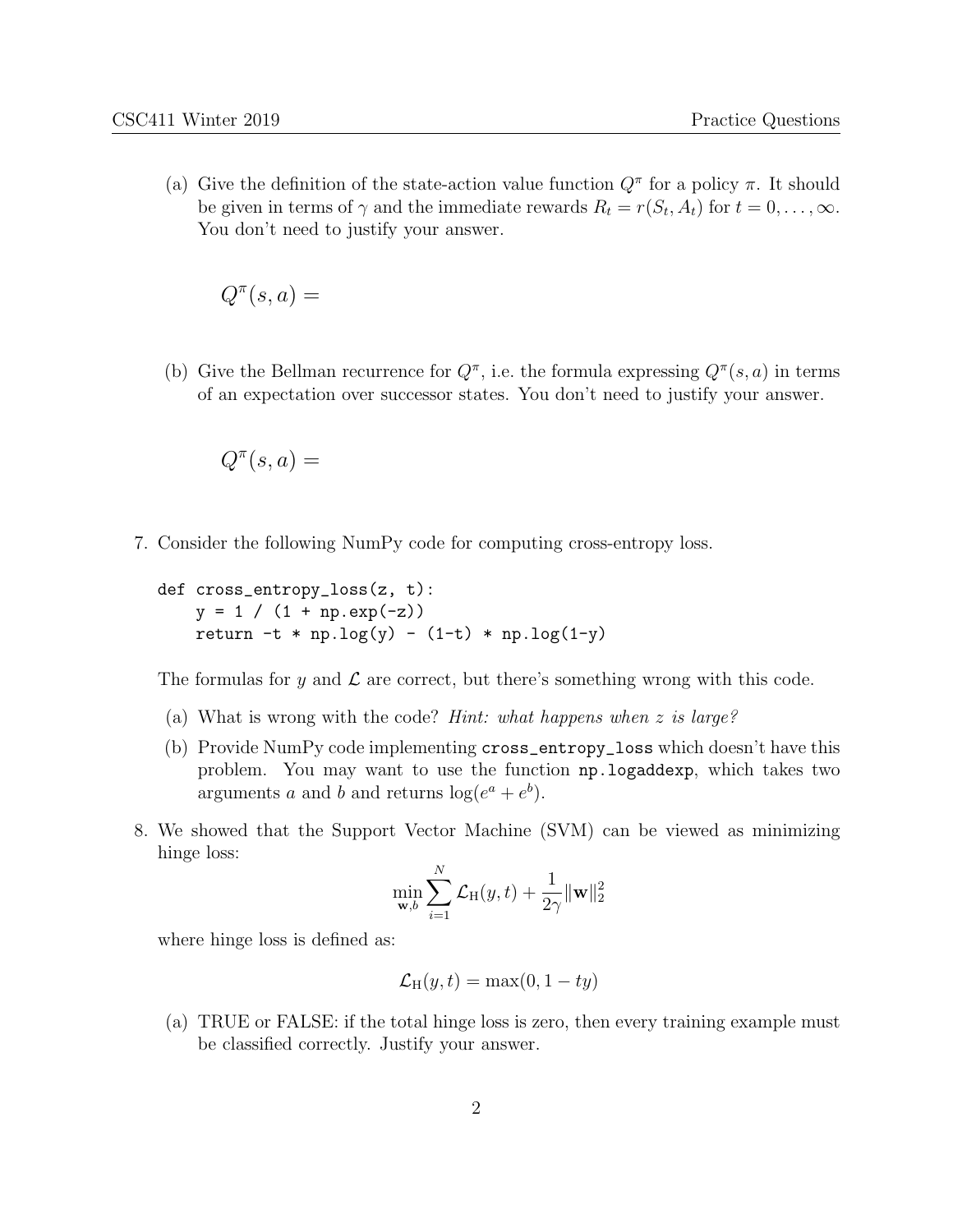(a) Give the definition of the state-action value function $Q^\pi$ for a policy $\pi$. It should be given in terms of $\gamma$ and the immediate rewards $R_t = r(S_t, A_t)$ for $t = 0, \ldots, \infty$. You don't need to justify your answer.

$$Q^\pi(s, a) =$$

(b) Give the Bellman recurrence for $Q^\pi$, i.e. the formula expressing $Q^\pi(s, a)$ in terms of an expectation over successor states. You don't need to justify your answer.

$$Q^\pi(s, a) =$$

7. Consider the following NumPy code for computing cross-entropy loss.

```
def cross_entropy_loss(z, t):
    y = 1 / (1 + np.exp(-z))
    return -t * np.log(y) - (1-t) * np.log(1-y)
```

The formulas for $y$ and $\mathcal{L}$ are correct, but there's something wrong with this code.

(a) What is wrong with the code? *Hint: what happens when z is large?*

(b) Provide NumPy code implementing `cross_entropy_loss` which doesn't have this problem. You may want to use the function `np.logaddexp`, which takes two arguments $a$ and $b$ and returns $\log(e^a + e^b)$.

8. We showed that the Support Vector Machine (SVM) can be viewed as minimizing hinge loss:

$$\min_{\mathbf{w},b} \sum_{i=1}^{N} \mathcal{L}_{\mathrm{H}}(y, t) + \frac{1}{2\gamma} \|\mathbf{w}\|_2^2$$

where hinge loss is defined as:

$$\mathcal{L}_{\mathrm{H}}(y, t) = \max(0, 1 - ty)$$

(a) TRUE or FALSE: if the total hinge loss is zero, then every training example must be classified correctly. Justify your answer.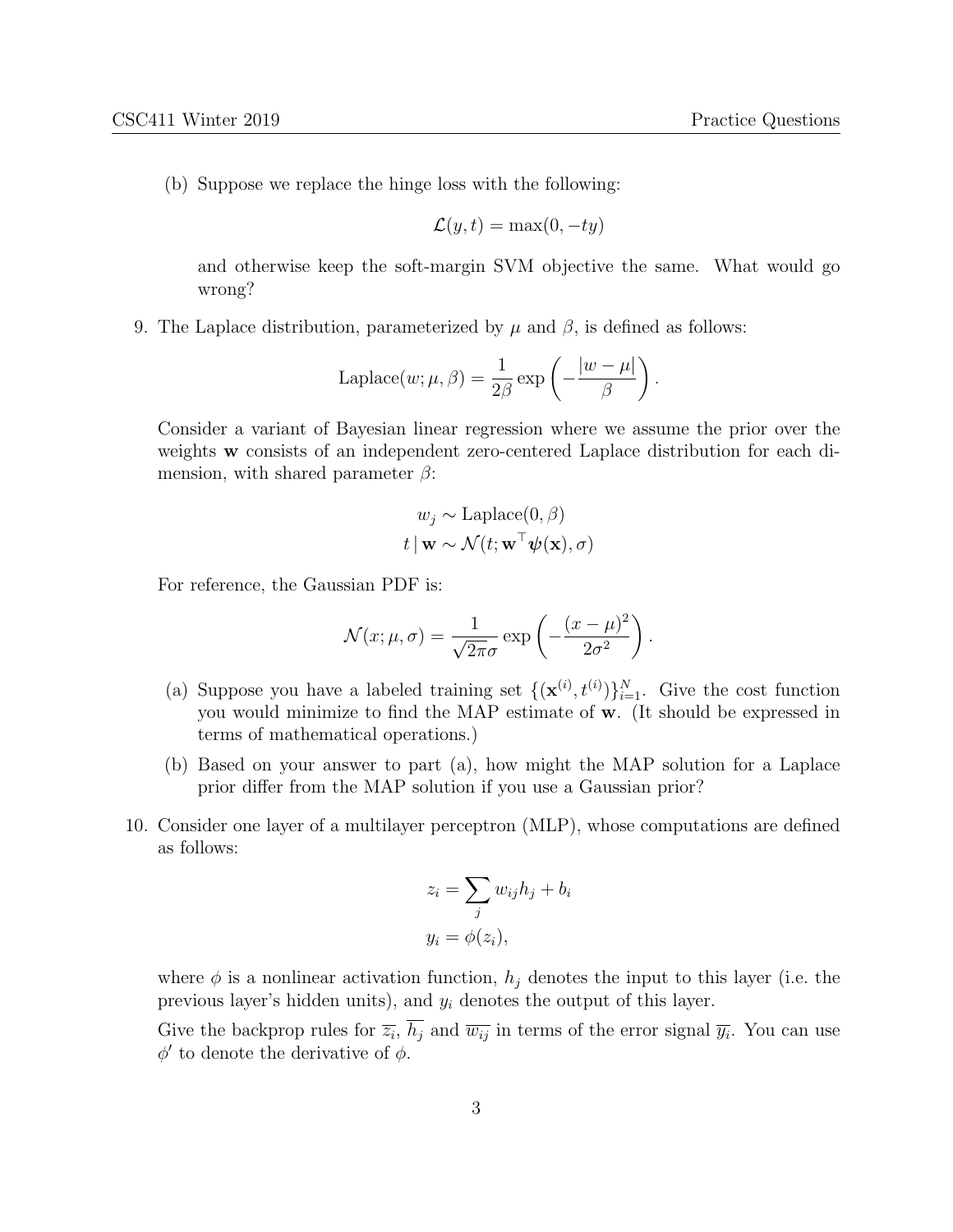(b) Suppose we replace the hinge loss with the following:

$$\mathcal{L}(y, t) = \max(0, -ty)$$

and otherwise keep the soft-margin SVM objective the same. What would go wrong?

9. The Laplace distribution, parameterized by $\mu$ and $\beta$, is defined as follows:

$$\text{Laplace}(w; \mu, \beta) = \frac{1}{2\beta} \exp\left(-\frac{|w - \mu|}{\beta}\right).$$

Consider a variant of Bayesian linear regression where we assume the prior over the weights $\mathbf{w}$ consists of an independent zero-centered Laplace distribution for each dimension, with shared parameter $\beta$:

$$w_j \sim \text{Laplace}(0, \beta)$$
$$t \,|\, \mathbf{w} \sim \mathcal{N}(t; \mathbf{w}^\top \boldsymbol{\psi}(\mathbf{x}), \sigma)$$

For reference, the Gaussian PDF is:

$$\mathcal{N}(x; \mu, \sigma) = \frac{1}{\sqrt{2\pi}\sigma} \exp\left(-\frac{(x - \mu)^2}{2\sigma^2}\right).$$

(a) Suppose you have a labeled training set $\{(\mathbf{x}^{(i)}, t^{(i)})\}_{i=1}^N$. Give the cost function you would minimize to find the MAP estimate of $\mathbf{w}$. (It should be expressed in terms of mathematical operations.)

(b) Based on your answer to part (a), how might the MAP solution for a Laplace prior differ from the MAP solution if you use a Gaussian prior?

10. Consider one layer of a multilayer perceptron (MLP), whose computations are defined as follows:

$$z_i = \sum_j w_{ij} h_j + b_i$$
$$y_i = \phi(z_i),$$

where $\phi$ is a nonlinear activation function, $h_j$ denotes the input to this layer (i.e. the previous layer's hidden units), and $y_i$ denotes the output of this layer.

Give the backprop rules for $\overline{z_i}$, $\overline{h_j}$ and $\overline{w_{ij}}$ in terms of the error signal $\overline{y_i}$. You can use $\phi'$ to denote the derivative of $\phi$.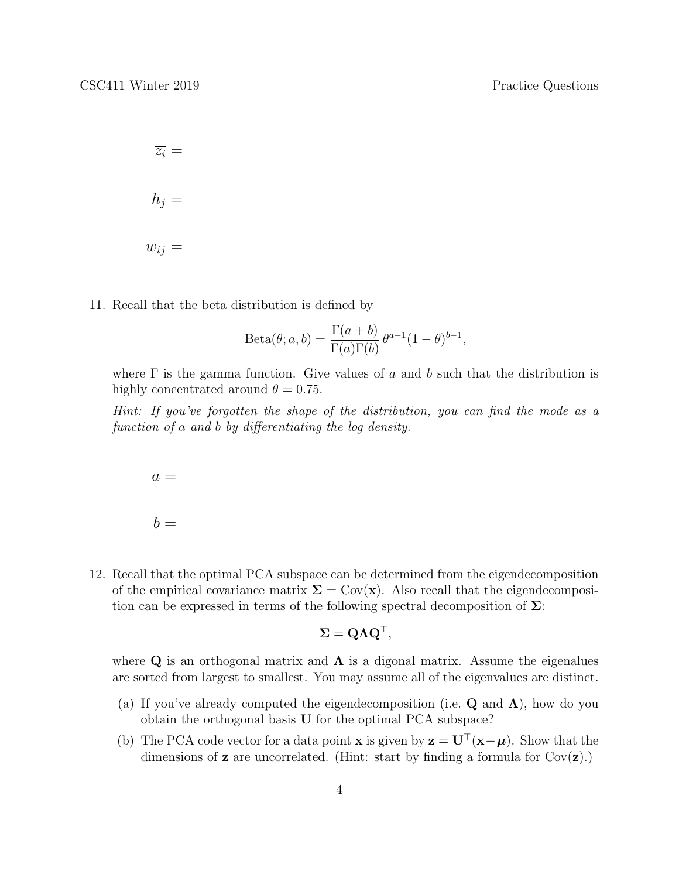$\overline{z_i} =$

$\overline{h_j} =$

$\overline{w_{ij}} =$

11. Recall that the beta distribution is defined by

$$\text{Beta}(\theta; a, b) = \frac{\Gamma(a+b)}{\Gamma(a)\Gamma(b)}\,\theta^{a-1}(1-\theta)^{b-1},$$

where $\Gamma$ is the gamma function. Give values of $a$ and $b$ such that the distribution is highly concentrated around $\theta = 0.75$.

*Hint: If you've forgotten the shape of the distribution, you can find the mode as a function of a and b by differentiating the log density.*

$a =$

$b =$

12. Recall that the optimal PCA subspace can be determined from the eigendecomposition of the empirical covariance matrix $\mathbf{\Sigma} = \text{Cov}(\mathbf{x})$. Also recall that the eigendecomposition can be expressed in terms of the following spectral decomposition of $\mathbf{\Sigma}$:

$$\mathbf{\Sigma} = \mathbf{Q}\mathbf{\Lambda}\mathbf{Q}^\top,$$

where $\mathbf{Q}$ is an orthogonal matrix and $\mathbf{\Lambda}$ is a digonal matrix. Assume the eigenalues are sorted from largest to smallest. You may assume all of the eigenvalues are distinct.

   (a) If you've already computed the eigendecomposition (i.e. $\mathbf{Q}$ and $\mathbf{\Lambda}$), how do you obtain the orthogonal basis $\mathbf{U}$ for the optimal PCA subspace?

   (b) The PCA code vector for a data point $\mathbf{x}$ is given by $\mathbf{z} = \mathbf{U}^\top(\mathbf{x} - \boldsymbol{\mu})$. Show that the dimensions of $\mathbf{z}$ are uncorrelated. (Hint: start by finding a formula for $\text{Cov}(\mathbf{z})$.)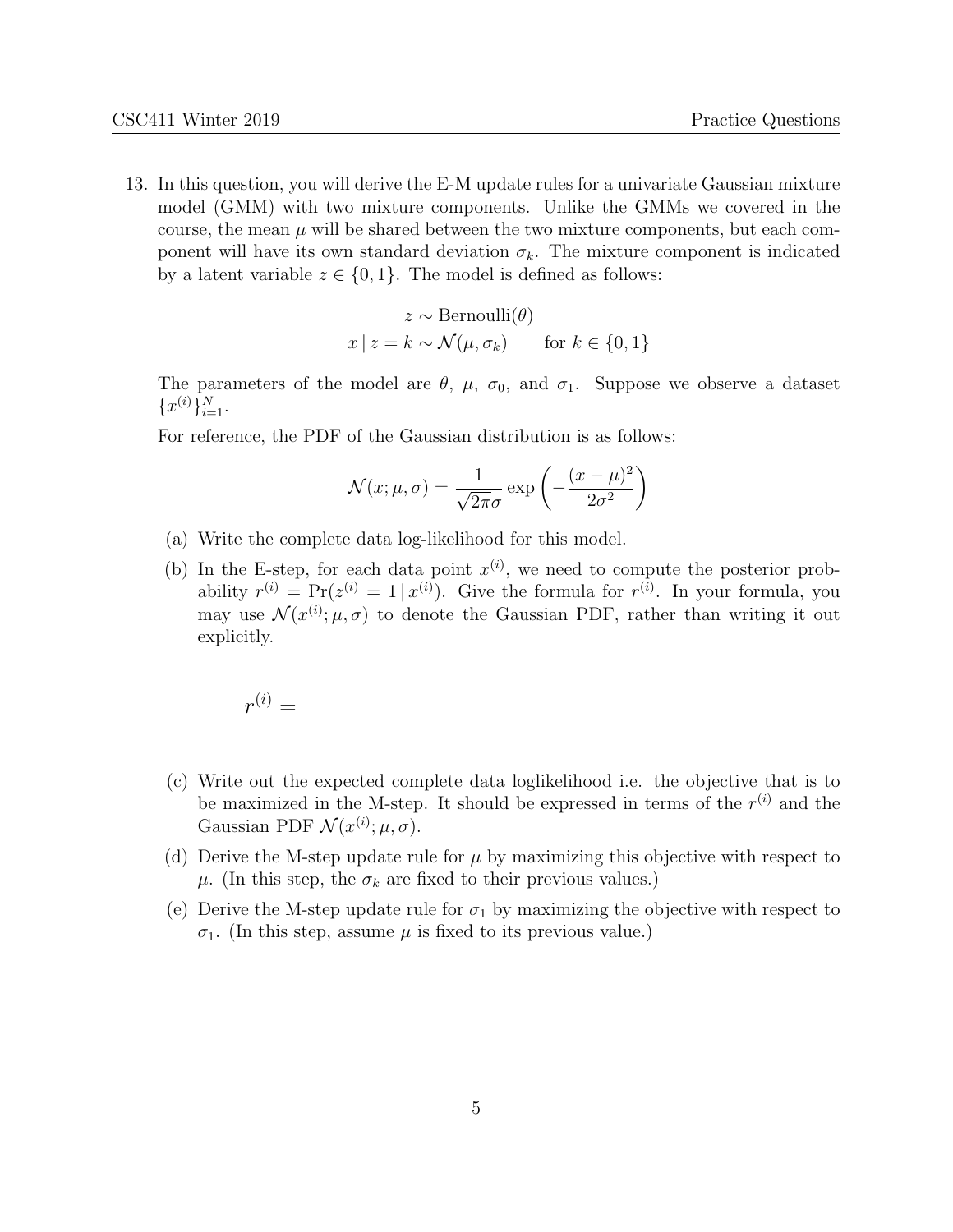13. In this question, you will derive the E-M update rules for a univariate Gaussian mixture model (GMM) with two mixture components. Unlike the GMMs we covered in the course, the mean $\mu$ will be shared between the two mixture components, but each component will have its own standard deviation $\sigma_k$. The mixture component is indicated by a latent variable $z \in \{0, 1\}$. The model is defined as follows:

$$
\begin{aligned}
z &\sim \text{Bernoulli}(\theta) \\
x \mid z = k &\sim \mathcal{N}(\mu, \sigma_k) \qquad \text{for } k \in \{0, 1\}
\end{aligned}
$$

The parameters of the model are $\theta$, $\mu$, $\sigma_0$, and $\sigma_1$. Suppose we observe a dataset $\{x^{(i)}\}_{i=1}^N$.

For reference, the PDF of the Gaussian distribution is as follows:

$$
\mathcal{N}(x; \mu, \sigma) = \frac{1}{\sqrt{2\pi}\sigma} \exp\left(-\frac{(x-\mu)^2}{2\sigma^2}\right)
$$

(a) Write the complete data log-likelihood for this model.

(b) In the E-step, for each data point $x^{(i)}$, we need to compute the posterior probability $r^{(i)} = \Pr(z^{(i)} = 1 \mid x^{(i)})$. Give the formula for $r^{(i)}$. In your formula, you may use $\mathcal{N}(x^{(i)}; \mu, \sigma)$ to denote the Gaussian PDF, rather than writing it out explicitly.

$r^{(i)} =$

(c) Write out the expected complete data loglikelihood i.e. the objective that is to be maximized in the M-step. It should be expressed in terms of the $r^{(i)}$ and the Gaussian PDF $\mathcal{N}(x^{(i)}; \mu, \sigma)$.

(d) Derive the M-step update rule for $\mu$ by maximizing this objective with respect to $\mu$. (In this step, the $\sigma_k$ are fixed to their previous values.)

(e) Derive the M-step update rule for $\sigma_1$ by maximizing the objective with respect to $\sigma_1$. (In this step, assume $\mu$ is fixed to its previous value.)